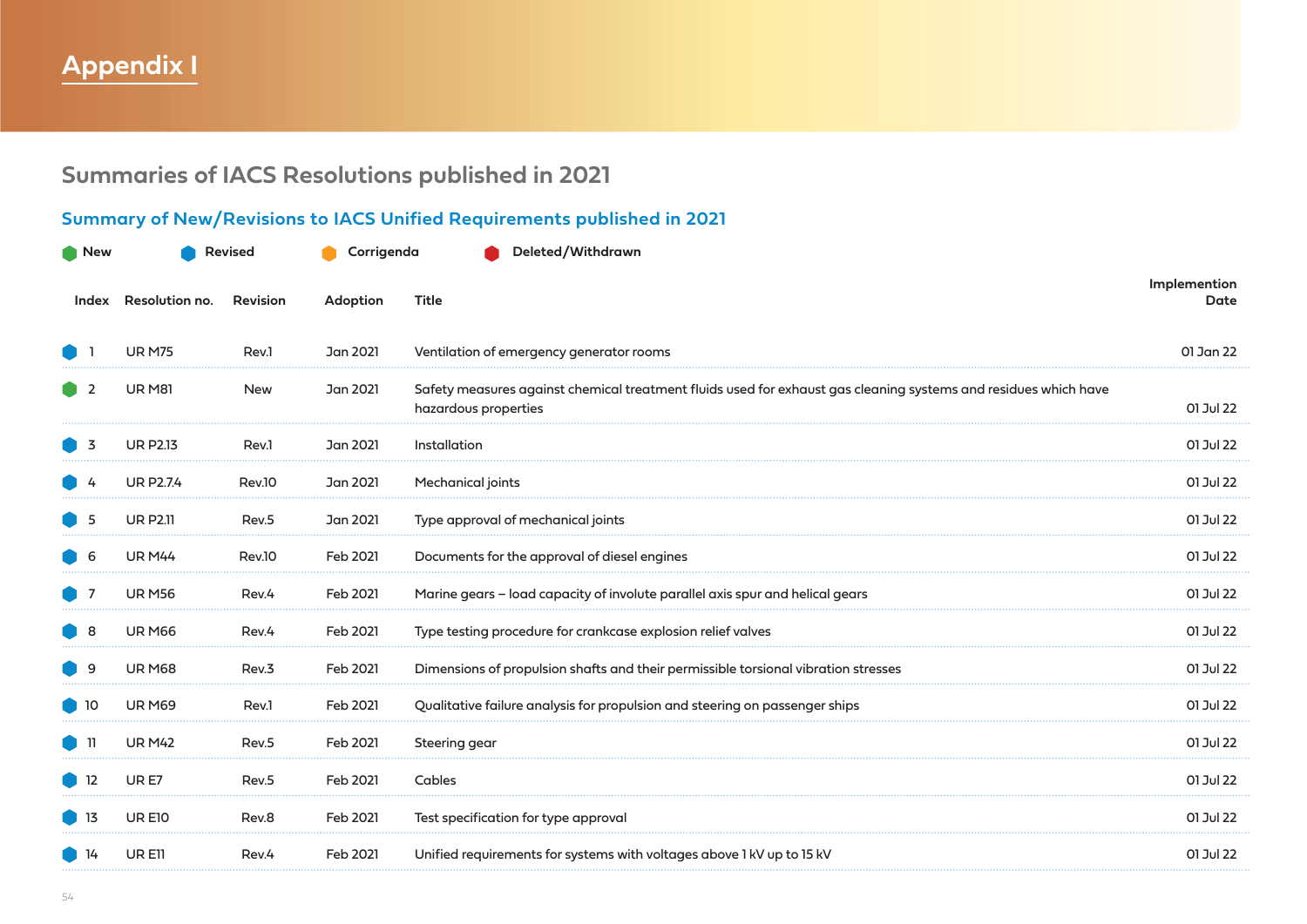# Appendix I

## Summaries of IACS Resolutions published in 2021

### Summary of New/Revisions to IACS Unified Requirements published in 2021

New | Revised | Corrigenda | Deleted/Withdrawn

| Status | Index | Resolution no. | Revision | Adoption | Title | Implemention Date |
|---|---|---|---|---|---|---|
| Revised | 1 | UR M75 | Rev.1 | Jan 2021 | Ventilation of emergency generator rooms | 01 Jan 22 |
| New | 2 | UR M81 | New | Jan 2021 | Safety measures against chemical treatment fluids used for exhaust gas cleaning systems and residues which have hazardous properties | 01 Jul 22 |
| Revised | 3 | UR P2.13 | Rev.1 | Jan 2021 | Installation | 01 Jul 22 |
| Revised | 4 | UR P2.7.4 | Rev.10 | Jan 2021 | Mechanical joints | 01 Jul 22 |
| Revised | 5 | UR P2.11 | Rev.5 | Jan 2021 | Type approval of mechanical joints | 01 Jul 22 |
| Revised | 6 | UR M44 | Rev.10 | Feb 2021 | Documents for the approval of diesel engines | 01 Jul 22 |
| Revised | 7 | UR M56 | Rev.4 | Feb 2021 | Marine gears – load capacity of involute parallel axis spur and helical gears | 01 Jul 22 |
| Revised | 8 | UR M66 | Rev.4 | Feb 2021 | Type testing procedure for crankcase explosion relief valves | 01 Jul 22 |
| Revised | 9 | UR M68 | Rev.3 | Feb 2021 | Dimensions of propulsion shafts and their permissible torsional vibration stresses | 01 Jul 22 |
| Revised | 10 | UR M69 | Rev.1 | Feb 2021 | Qualitative failure analysis for propulsion and steering on passenger ships | 01 Jul 22 |
| Revised | 11 | UR M42 | Rev.5 | Feb 2021 | Steering gear | 01 Jul 22 |
| Revised | 12 | UR E7 | Rev.5 | Feb 2021 | Cables | 01 Jul 22 |
| Revised | 13 | UR E10 | Rev.8 | Feb 2021 | Test specification for type approval | 01 Jul 22 |
| Revised | 14 | UR E11 | Rev.4 | Feb 2021 | Unified requirements for systems with voltages above 1 kV up to 15 kV | 01 Jul 22 |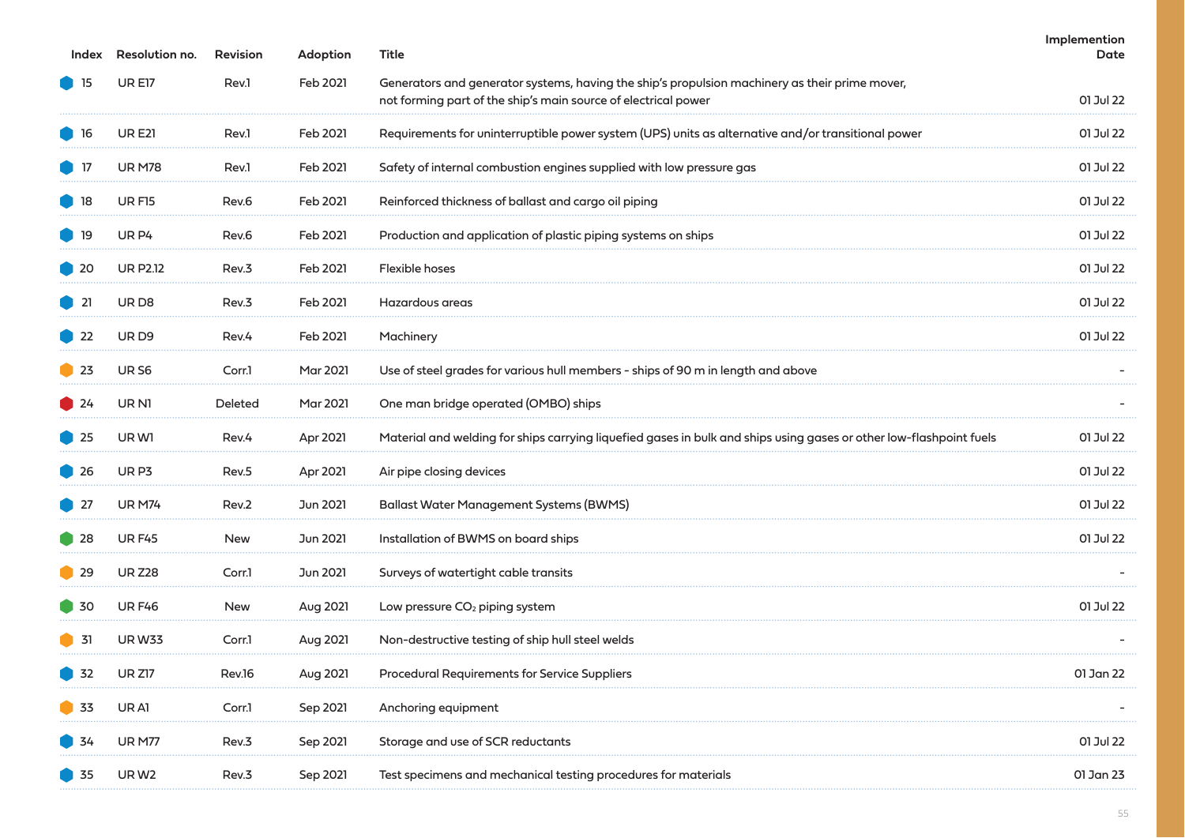| Index | Resolution no. | Revision | Adoption | Title | Implemention Date |
|---|---|---|---|---|---|
| 15 | UR E17 | Rev.1 | Feb 2021 | Generators and generator systems, having the ship's propulsion machinery as their prime mover, not forming part of the ship's main source of electrical power | 01 Jul 22 |
| 16 | UR E21 | Rev.1 | Feb 2021 | Requirements for uninterruptible power system (UPS) units as alternative and/or transitional power | 01 Jul 22 |
| 17 | UR M78 | Rev.1 | Feb 2021 | Safety of internal combustion engines supplied with low pressure gas | 01 Jul 22 |
| 18 | UR F15 | Rev.6 | Feb 2021 | Reinforced thickness of ballast and cargo oil piping | 01 Jul 22 |
| 19 | UR P4 | Rev.6 | Feb 2021 | Production and application of plastic piping systems on ships | 01 Jul 22 |
| 20 | UR P2.12 | Rev.3 | Feb 2021 | Flexible hoses | 01 Jul 22 |
| 21 | UR D8 | Rev.3 | Feb 2021 | Hazardous areas | 01 Jul 22 |
| 22 | UR D9 | Rev.4 | Feb 2021 | Machinery | 01 Jul 22 |
| 23 | UR S6 | Corr.1 | Mar 2021 | Use of steel grades for various hull members - ships of 90 m in length and above | - |
| 24 | UR N1 | Deleted | Mar 2021 | One man bridge operated (OMBO) ships | - |
| 25 | UR W1 | Rev.4 | Apr 2021 | Material and welding for ships carrying liquefied gases in bulk and ships using gases or other low-flashpoint fuels | 01 Jul 22 |
| 26 | UR P3 | Rev.5 | Apr 2021 | Air pipe closing devices | 01 Jul 22 |
| 27 | UR M74 | Rev.2 | Jun 2021 | Ballast Water Management Systems (BWMS) | 01 Jul 22 |
| 28 | UR F45 | New | Jun 2021 | Installation of BWMS on board ships | 01 Jul 22 |
| 29 | UR Z28 | Corr.1 | Jun 2021 | Surveys of watertight cable transits | - |
| 30 | UR F46 | New | Aug 2021 | Low pressure $CO_2$ piping system | 01 Jul 22 |
| 31 | UR W33 | Corr.1 | Aug 2021 | Non-destructive testing of ship hull steel welds | - |
| 32 | UR Z17 | Rev.16 | Aug 2021 | Procedural Requirements for Service Suppliers | 01 Jan 22 |
| 33 | UR A1 | Corr.1 | Sep 2021 | Anchoring equipment | - |
| 34 | UR M77 | Rev.3 | Sep 2021 | Storage and use of SCR reductants | 01 Jul 22 |
| 35 | UR W2 | Rev.3 | Sep 2021 | Test specimens and mechanical testing procedures for materials | 01 Jan 23 |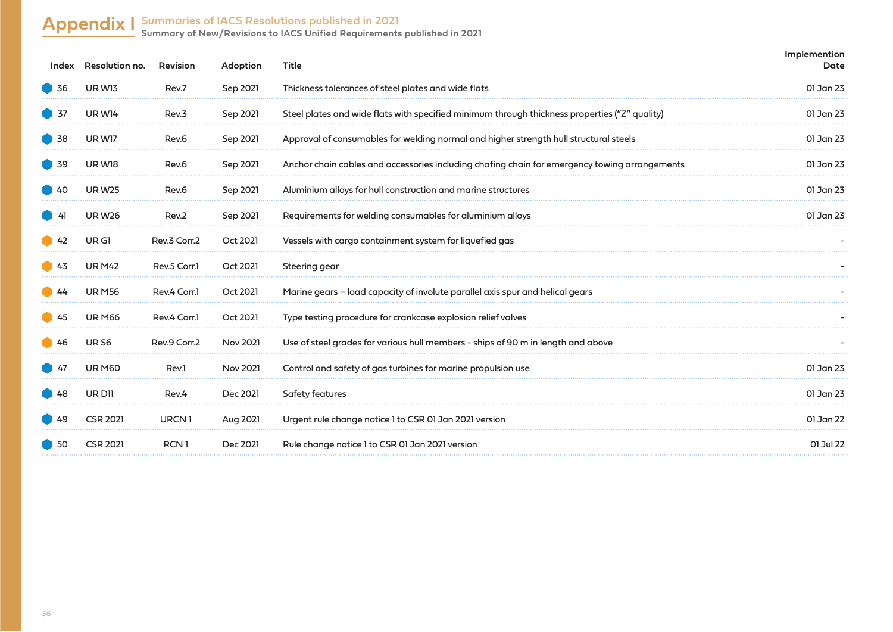# Appendix I Summaries of IACS Resolutions published in 2021

## Summary of New/Revisions to IACS Unified Requirements published in 2021

| Index | Resolution no. | Revision | Adoption | Title | Implemention Date |
|---|---|---|---|---|---|
| 36 | UR W13 | Rev.7 | Sep 2021 | Thickness tolerances of steel plates and wide flats | 01 Jan 23 |
| 37 | UR W14 | Rev.3 | Sep 2021 | Steel plates and wide flats with specified minimum through thickness properties ("Z" quality) | 01 Jan 23 |
| 38 | UR W17 | Rev.6 | Sep 2021 | Approval of consumables for welding normal and higher strength hull structural steels | 01 Jan 23 |
| 39 | UR W18 | Rev.6 | Sep 2021 | Anchor chain cables and accessories including chafing chain for emergency towing arrangements | 01 Jan 23 |
| 40 | UR W25 | Rev.6 | Sep 2021 | Aluminium alloys for hull construction and marine structures | 01 Jan 23 |
| 41 | UR W26 | Rev.2 | Sep 2021 | Requirements for welding consumables for aluminium alloys | 01 Jan 23 |
| 42 | UR G1 | Rev.3 Corr.2 | Oct 2021 | Vessels with cargo containment system for liquefied gas | - |
| 43 | UR M42 | Rev.5 Corr.1 | Oct 2021 | Steering gear | - |
| 44 | UR M56 | Rev.4 Corr.1 | Oct 2021 | Marine gears – load capacity of involute parallel axis spur and helical gears | - |
| 45 | UR M66 | Rev.4 Corr.1 | Oct 2021 | Type testing procedure for crankcase explosion relief valves | - |
| 46 | UR S6 | Rev.9 Corr.2 | Nov 2021 | Use of steel grades for various hull members - ships of 90 m in length and above | - |
| 47 | UR M60 | Rev.1 | Nov 2021 | Control and safety of gas turbines for marine propulsion use | 01 Jan 23 |
| 48 | UR D11 | Rev.4 | Dec 2021 | Safety features | 01 Jan 23 |
| 49 | CSR 2021 | URCN 1 | Aug 2021 | Urgent rule change notice 1 to CSR 01 Jan 2021 version | 01 Jan 22 |
| 50 | CSR 2021 | RCN 1 | Dec 2021 | Rule change notice 1 to CSR 01 Jan 2021 version | 01 Jul 22 |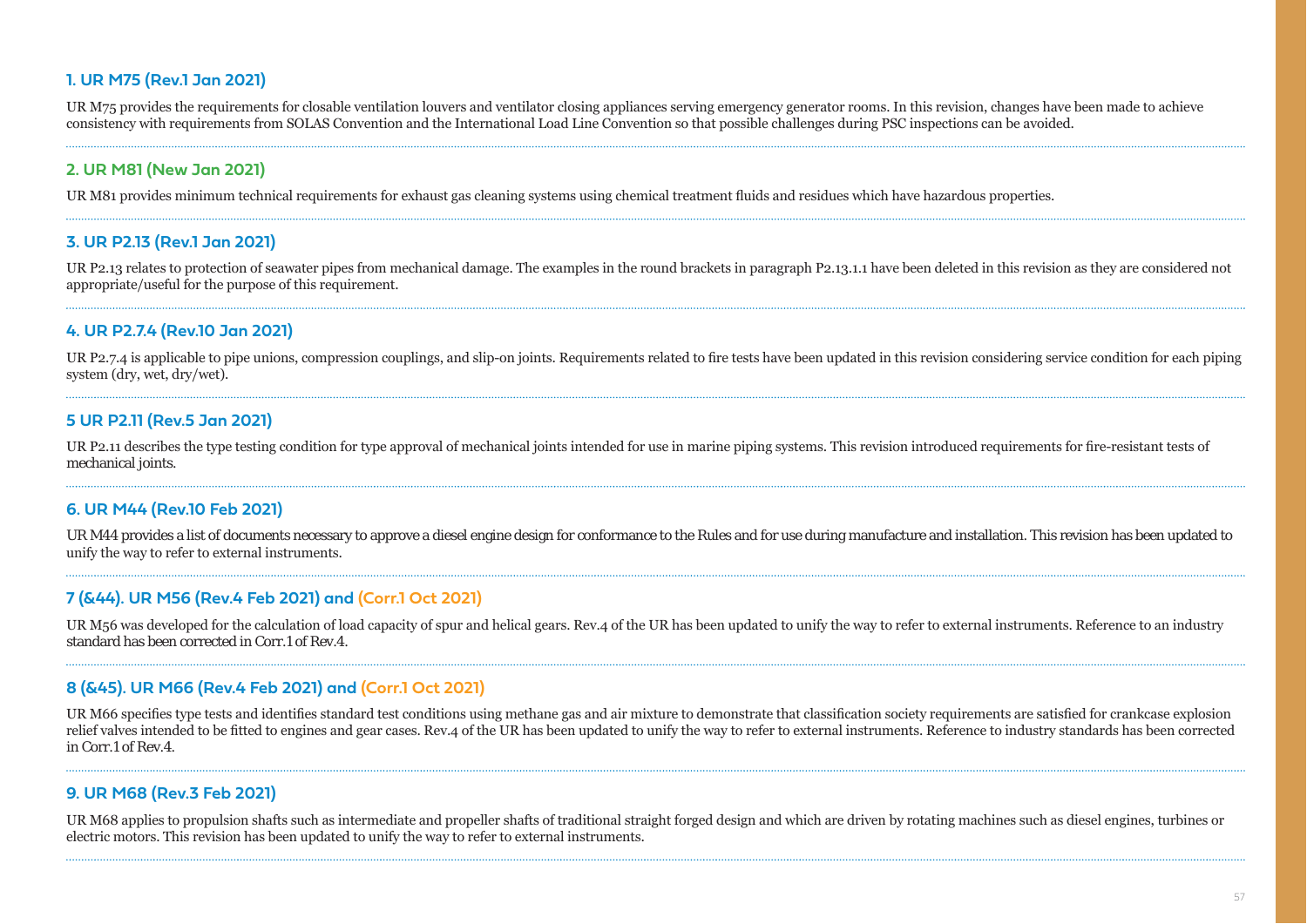### 1. UR M75 (Rev.1 Jan 2021)

UR M75 provides the requirements for closable ventilation louvers and ventilator closing appliances serving emergency generator rooms. In this revision, changes have been made to achieve consistency with requirements from SOLAS Convention and the International Load Line Convention so that possible challenges during PSC inspections can be avoided.

### 2. UR M81 (New Jan 2021)

UR M81 provides minimum technical requirements for exhaust gas cleaning systems using chemical treatment fluids and residues which have hazardous properties.

### 3. UR P2.13 (Rev.1 Jan 2021)

UR P2.13 relates to protection of seawater pipes from mechanical damage. The examples in the round brackets in paragraph P2.13.1.1 have been deleted in this revision as they are considered not appropriate/useful for the purpose of this requirement.

### 4. UR P2.7.4 (Rev.10 Jan 2021)

UR P2.7.4 is applicable to pipe unions, compression couplings, and slip-on joints. Requirements related to fire tests have been updated in this revision considering service condition for each piping system (dry, wet, dry/wet).

### 5 UR P2.11 (Rev.5 Jan 2021)

UR P2.11 describes the type testing condition for type approval of mechanical joints intended for use in marine piping systems. This revision introduced requirements for fire-resistant tests of mechanical joints.

### 6. UR M44 (Rev.10 Feb 2021)

UR M44 provides a list of documents necessary to approve a diesel engine design for conformance to the Rules and for use during manufacture and installation. This revision has been updated to unify the way to refer to external instruments.

### 7 (&44). UR M56 (Rev.4 Feb 2021) and (Corr.1 Oct 2021)

UR M56 was developed for the calculation of load capacity of spur and helical gears. Rev.4 of the UR has been updated to unify the way to refer to external instruments. Reference to an industry standard has been corrected in Corr.1 of Rev.4.

### 8 (&45). UR M66 (Rev.4 Feb 2021) and (Corr.1 Oct 2021)

UR M66 specifies type tests and identifies standard test conditions using methane gas and air mixture to demonstrate that classification society requirements are satisfied for crankcase explosion relief valves intended to be fitted to engines and gear cases. Rev.4 of the UR has been updated to unify the way to refer to external instruments. Reference to industry standards has been corrected in Corr.1 of Rev.4.

### 9. UR M68 (Rev.3 Feb 2021)

UR M68 applies to propulsion shafts such as intermediate and propeller shafts of traditional straight forged design and which are driven by rotating machines such as diesel engines, turbines or electric motors. This revision has been updated to unify the way to refer to external instruments.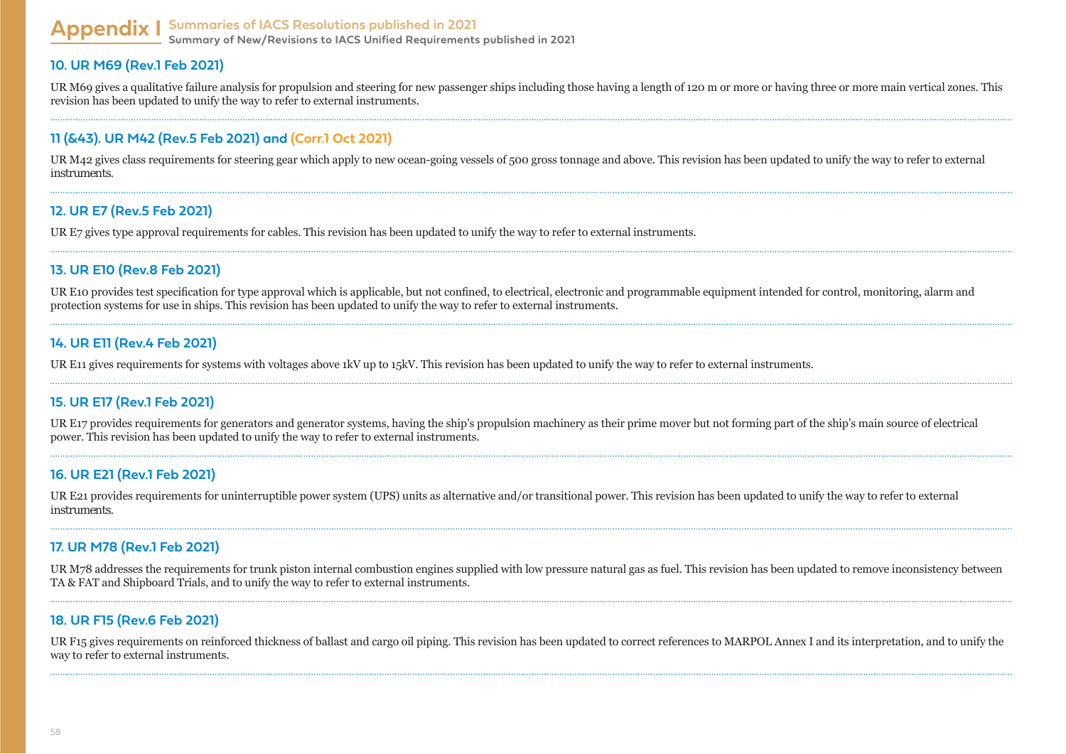# Appendix I Summaries of IACS Resolutions published in 2021

**Summary of New/Revisions to IACS Unified Requirements published in 2021**

### 10. UR M69 (Rev.1 Feb 2021)

UR M69 gives a qualitative failure analysis for propulsion and steering for new passenger ships including those having a length of 120 m or more or having three or more main vertical zones. This revision has been updated to unify the way to refer to external instruments.

### 11 (&43). UR M42 (Rev.5 Feb 2021) and (Corr.1 Oct 2021)

UR M42 gives class requirements for steering gear which apply to new ocean-going vessels of 500 gross tonnage and above. This revision has been updated to unify the way to refer to external instruments.

### 12. UR E7 (Rev.5 Feb 2021)

UR E7 gives type approval requirements for cables. This revision has been updated to unify the way to refer to external instruments.

### 13. UR E10 (Rev.8 Feb 2021)

UR E10 provides test specification for type approval which is applicable, but not confined, to electrical, electronic and programmable equipment intended for control, monitoring, alarm and protection systems for use in ships. This revision has been updated to unify the way to refer to external instruments.

### 14. UR E11 (Rev.4 Feb 2021)

UR E11 gives requirements for systems with voltages above 1kV up to 15kV. This revision has been updated to unify the way to refer to external instruments.

### 15. UR E17 (Rev.1 Feb 2021)

UR E17 provides requirements for generators and generator systems, having the ship's propulsion machinery as their prime mover but not forming part of the ship's main source of electrical power. This revision has been updated to unify the way to refer to external instruments.

### 16. UR E21 (Rev.1 Feb 2021)

UR E21 provides requirements for uninterruptible power system (UPS) units as alternative and/or transitional power. This revision has been updated to unify the way to refer to external instruments.

### 17. UR M78 (Rev.1 Feb 2021)

UR M78 addresses the requirements for trunk piston internal combustion engines supplied with low pressure natural gas as fuel. This revision has been updated to remove inconsistency between TA & FAT and Shipboard Trials, and to unify the way to refer to external instruments.

### 18. UR F15 (Rev.6 Feb 2021)

UR F15 gives requirements on reinforced thickness of ballast and cargo oil piping. This revision has been updated to correct references to MARPOL Annex I and its interpretation, and to unify the way to refer to external instruments.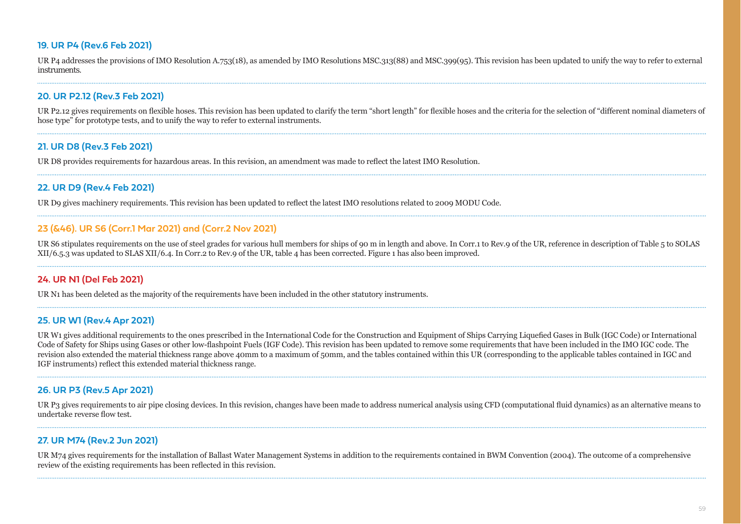### 19. UR P4 (Rev.6 Feb 2021)

UR P4 addresses the provisions of IMO Resolution A.753(18), as amended by IMO Resolutions MSC.313(88) and MSC.399(95). This revision has been updated to unify the way to refer to external instruments.

### 20. UR P2.12 (Rev.3 Feb 2021)

UR P2.12 gives requirements on flexible hoses. This revision has been updated to clarify the term "short length" for flexible hoses and the criteria for the selection of "different nominal diameters of hose type" for prototype tests, and to unify the way to refer to external instruments.

### 21. UR D8 (Rev.3 Feb 2021)

UR D8 provides requirements for hazardous areas. In this revision, an amendment was made to reflect the latest IMO Resolution.

### 22. UR D9 (Rev.4 Feb 2021)

UR D9 gives machinery requirements. This revision has been updated to reflect the latest IMO resolutions related to 2009 MODU Code.

### 23 (&46). UR S6 (Corr.1 Mar 2021) and (Corr.2 Nov 2021)

UR S6 stipulates requirements on the use of steel grades for various hull members for ships of 90 m in length and above. In Corr.1 to Rev.9 of the UR, reference in description of Table 5 to SOLAS XII/6.5.3 was updated to SLAS XII/6.4. In Corr.2 to Rev.9 of the UR, table 4 has been corrected. Figure 1 has also been improved.

### 24. UR N1 (Del Feb 2021)

UR N1 has been deleted as the majority of the requirements have been included in the other statutory instruments.

### 25. UR W1 (Rev.4 Apr 2021)

UR W1 gives additional requirements to the ones prescribed in the International Code for the Construction and Equipment of Ships Carrying Liquefied Gases in Bulk (IGC Code) or International Code of Safety for Ships using Gases or other low-flashpoint Fuels (IGF Code). This revision has been updated to remove some requirements that have been included in the IMO IGC code. The revision also extended the material thickness range above 40mm to a maximum of 50mm, and the tables contained within this UR (corresponding to the applicable tables contained in IGC and IGF instruments) reflect this extended material thickness range.

### 26. UR P3 (Rev.5 Apr 2021)

UR P3 gives requirements to air pipe closing devices. In this revision, changes have been made to address numerical analysis using CFD (computational fluid dynamics) as an alternative means to undertake reverse flow test.

### 27. UR M74 (Rev.2 Jun 2021)

UR M74 gives requirements for the installation of Ballast Water Management Systems in addition to the requirements contained in BWM Convention (2004). The outcome of a comprehensive review of the existing requirements has been reflected in this revision.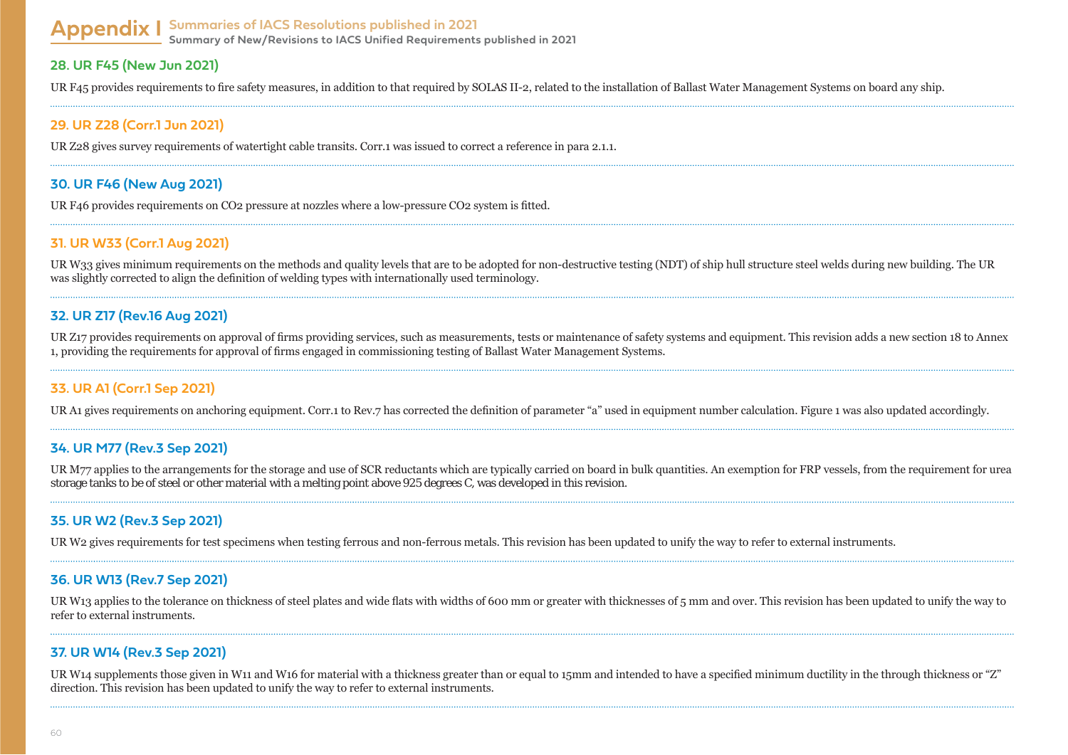# Appendix I

## Summaries of IACS Resolutions published in 2021

### Summary of New/Revisions to IACS Unified Requirements published in 2021

### 28. UR F45 (New Jun 2021)

UR F45 provides requirements to fire safety measures, in addition to that required by SOLAS II-2, related to the installation of Ballast Water Management Systems on board any ship.

### 29. UR Z28 (Corr.1 Jun 2021)

UR Z28 gives survey requirements of watertight cable transits. Corr.1 was issued to correct a reference in para 2.1.1.

### 30. UR F46 (New Aug 2021)

UR F46 provides requirements on $CO_2$ pressure at nozzles where a low-pressure $CO_2$ system is fitted.

### 31. UR W33 (Corr.1 Aug 2021)

UR W33 gives minimum requirements on the methods and quality levels that are to be adopted for non-destructive testing (NDT) of ship hull structure steel welds during new building. The UR was slightly corrected to align the definition of welding types with internationally used terminology.

### 32. UR Z17 (Rev.16 Aug 2021)

UR Z17 provides requirements on approval of firms providing services, such as measurements, tests or maintenance of safety systems and equipment. This revision adds a new section 18 to Annex 1, providing the requirements for approval of firms engaged in commissioning testing of Ballast Water Management Systems.

### 33. UR A1 (Corr.1 Sep 2021)

UR A1 gives requirements on anchoring equipment. Corr.1 to Rev.7 has corrected the definition of parameter "a" used in equipment number calculation. Figure 1 was also updated accordingly.

### 34. UR M77 (Rev.3 Sep 2021)

UR M77 applies to the arrangements for the storage and use of SCR reductants which are typically carried on board in bulk quantities. An exemption for FRP vessels, from the requirement for urea storage tanks to be of steel or other material with a melting point above 925 degrees C, was developed in this revision.

### 35. UR W2 (Rev.3 Sep 2021)

UR W2 gives requirements for test specimens when testing ferrous and non-ferrous metals. This revision has been updated to unify the way to refer to external instruments.

### 36. UR W13 (Rev.7 Sep 2021)

UR W13 applies to the tolerance on thickness of steel plates and wide flats with widths of 600 mm or greater with thicknesses of 5 mm and over. This revision has been updated to unify the way to refer to external instruments.

### 37. UR W14 (Rev.3 Sep 2021)

UR W14 supplements those given in W11 and W16 for material with a thickness greater than or equal to 15mm and intended to have a specified minimum ductility in the through thickness or "Z" direction. This revision has been updated to unify the way to refer to external instruments.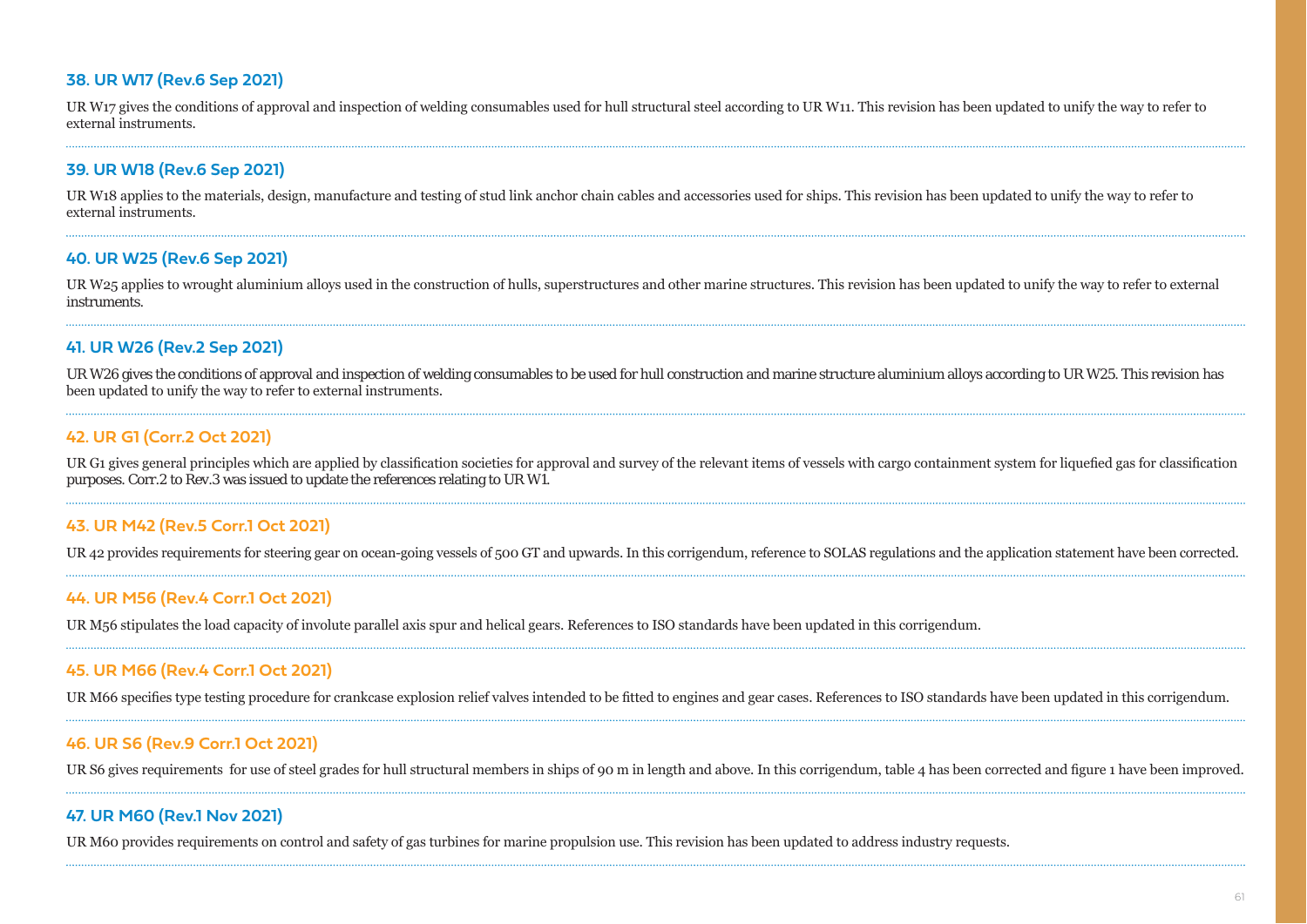### 38. UR W17 (Rev.6 Sep 2021)

UR W17 gives the conditions of approval and inspection of welding consumables used for hull structural steel according to UR W11. This revision has been updated to unify the way to refer to external instruments.

### 39. UR W18 (Rev.6 Sep 2021)

UR W18 applies to the materials, design, manufacture and testing of stud link anchor chain cables and accessories used for ships. This revision has been updated to unify the way to refer to external instruments.

### 40. UR W25 (Rev.6 Sep 2021)

UR W25 applies to wrought aluminium alloys used in the construction of hulls, superstructures and other marine structures. This revision has been updated to unify the way to refer to external instruments.

### 41. UR W26 (Rev.2 Sep 2021)

UR W26 gives the conditions of approval and inspection of welding consumables to be used for hull construction and marine structure aluminium alloys according to UR W25. This revision has been updated to unify the way to refer to external instruments.

### 42. UR G1 (Corr.2 Oct 2021)

UR G1 gives general principles which are applied by classification societies for approval and survey of the relevant items of vessels with cargo containment system for liquefied gas for classification purposes. Corr.2 to Rev.3 was issued to update the references relating to UR W1.

### 43. UR M42 (Rev.5 Corr.1 Oct 2021)

UR 42 provides requirements for steering gear on ocean-going vessels of 500 GT and upwards. In this corrigendum, reference to SOLAS regulations and the application statement have been corrected.

### 44. UR M56 (Rev.4 Corr.1 Oct 2021)

UR M56 stipulates the load capacity of involute parallel axis spur and helical gears. References to ISO standards have been updated in this corrigendum.

### 45. UR M66 (Rev.4 Corr.1 Oct 2021)

UR M66 specifies type testing procedure for crankcase explosion relief valves intended to be fitted to engines and gear cases. References to ISO standards have been updated in this corrigendum.

### 46. UR S6 (Rev.9 Corr.1 Oct 2021)

UR S6 gives requirements for use of steel grades for hull structural members in ships of 90 m in length and above. In this corrigendum, table 4 has been corrected and figure 1 have been improved.

### 47. UR M60 (Rev.1 Nov 2021)

UR M60 provides requirements on control and safety of gas turbines for marine propulsion use. This revision has been updated to address industry requests.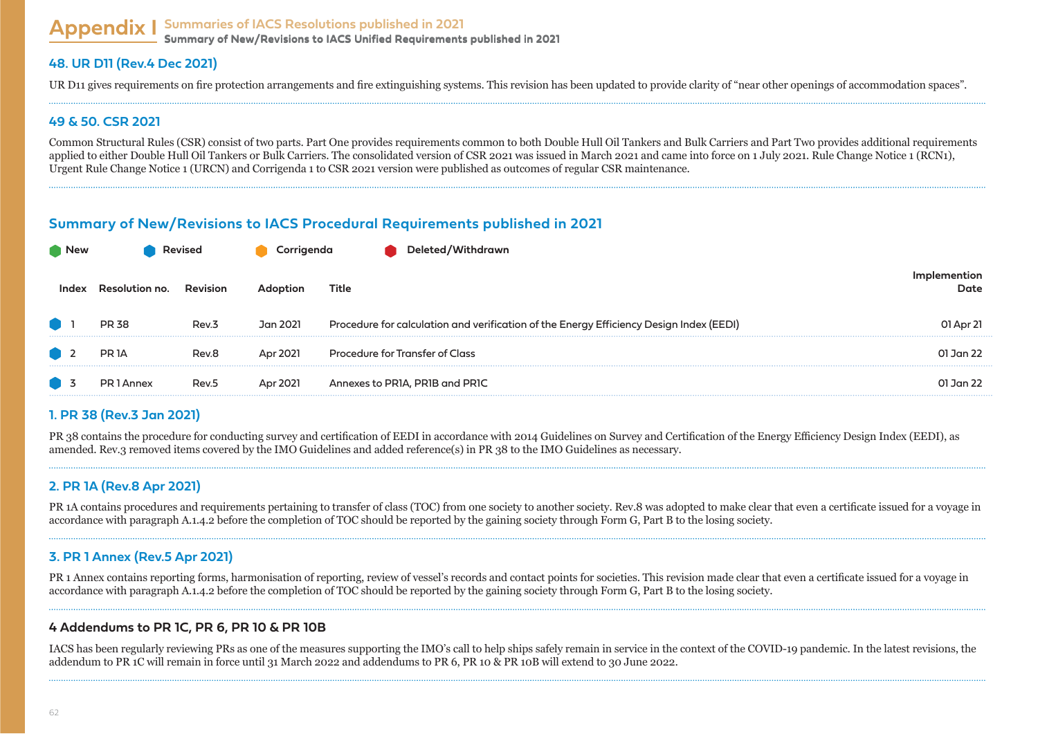# Appendix I Summaries of IACS Resolutions published in 2021

**Summary of New/Revisions to IACS Unified Requirements published in 2021**

### 48. UR D11 (Rev.4 Dec 2021)

UR D11 gives requirements on fire protection arrangements and fire extinguishing systems. This revision has been updated to provide clarity of "near other openings of accommodation spaces".

### 49 & 50. CSR 2021

Common Structural Rules (CSR) consist of two parts. Part One provides requirements common to both Double Hull Oil Tankers and Bulk Carriers and Part Two provides additional requirements applied to either Double Hull Oil Tankers or Bulk Carriers. The consolidated version of CSR 2021 was issued in March 2021 and came into force on 1 July 2021. Rule Change Notice 1 (RCN1), Urgent Rule Change Notice 1 (URCN) and Corrigenda 1 to CSR 2021 version were published as outcomes of regular CSR maintenance.

## Summary of New/Revisions to IACS Procedural Requirements published in 2021

New | Revised | Corrigenda | Deleted/Withdrawn

| Status | Index | Resolution no. | Revision | Adoption | Title | Implemention Date |
|---|---|---|---|---|---|---|
| Revised | 1 | PR 38 | Rev.3 | Jan 2021 | Procedure for calculation and verification of the Energy Efficiency Design Index (EEDI) | 01 Apr 21 |
| Revised | 2 | PR 1A | Rev.8 | Apr 2021 | Procedure for Transfer of Class | 01 Jan 22 |
| Revised | 3 | PR 1 Annex | Rev.5 | Apr 2021 | Annexes to PR1A, PR1B and PR1C | 01 Jan 22 |

### 1. PR 38 (Rev.3 Jan 2021)

PR 38 contains the procedure for conducting survey and certification of EEDI in accordance with 2014 Guidelines on Survey and Certification of the Energy Efficiency Design Index (EEDI), as amended. Rev.3 removed items covered by the IMO Guidelines and added reference(s) in PR 38 to the IMO Guidelines as necessary.

### 2. PR 1A (Rev.8 Apr 2021)

PR 1A contains procedures and requirements pertaining to transfer of class (TOC) from one society to another society. Rev.8 was adopted to make clear that even a certificate issued for a voyage in accordance with paragraph A.1.4.2 before the completion of TOC should be reported by the gaining society through Form G, Part B to the losing society.

### 3. PR 1 Annex (Rev.5 Apr 2021)

PR 1 Annex contains reporting forms, harmonisation of reporting, review of vessel's records and contact points for societies. This revision made clear that even a certificate issued for a voyage in accordance with paragraph A.1.4.2 before the completion of TOC should be reported by the gaining society through Form G, Part B to the losing society.

### 4 Addendums to PR 1C, PR 6, PR 10 & PR 10B

IACS has been regularly reviewing PRs as one of the measures supporting the IMO's call to help ships safely remain in service in the context of the COVID-19 pandemic. In the latest revisions, the addendum to PR 1C will remain in force until 31 March 2022 and addendums to PR 6, PR 10 & PR 10B will extend to 30 June 2022.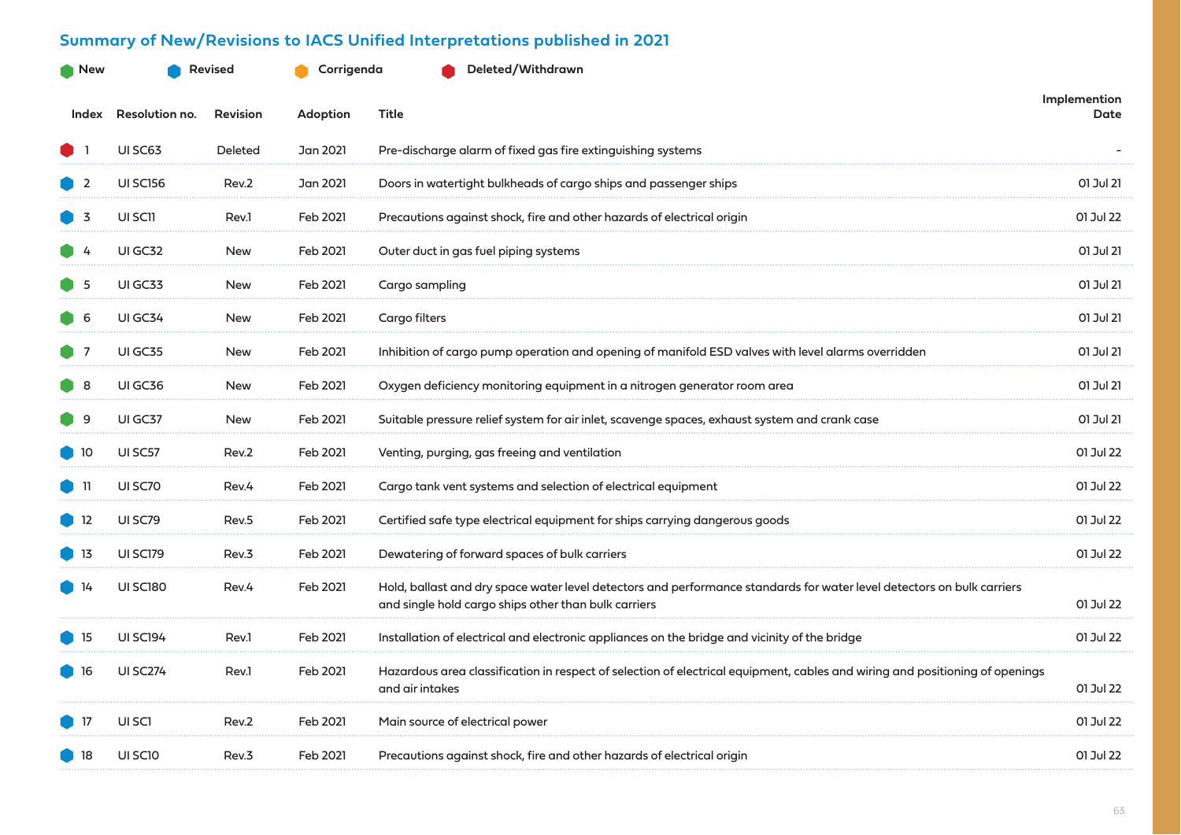## Summary of New/Revisions to IACS Unified Interpretations published in 2021

New | Revised | Corrigenda | Deleted/Withdrawn

| Index | Resolution no. | Revision | Adoption | Title | Implemention Date |
|---|---|---|---|---|---|
| 1 | UI SC63 | Deleted | Jan 2021 | Pre-discharge alarm of fixed gas fire extinguishing systems | - |
| 2 | UI SC156 | Rev.2 | Jan 2021 | Doors in watertight bulkheads of cargo ships and passenger ships | 01 Jul 21 |
| 3 | UI SC11 | Rev.1 | Feb 2021 | Precautions against shock, fire and other hazards of electrical origin | 01 Jul 22 |
| 4 | UI GC32 | New | Feb 2021 | Outer duct in gas fuel piping systems | 01 Jul 21 |
| 5 | UI GC33 | New | Feb 2021 | Cargo sampling | 01 Jul 21 |
| 6 | UI GC34 | New | Feb 2021 | Cargo filters | 01 Jul 21 |
| 7 | UI GC35 | New | Feb 2021 | Inhibition of cargo pump operation and opening of manifold ESD valves with level alarms overridden | 01 Jul 21 |
| 8 | UI GC36 | New | Feb 2021 | Oxygen deficiency monitoring equipment in a nitrogen generator room area | 01 Jul 21 |
| 9 | UI GC37 | New | Feb 2021 | Suitable pressure relief system for air inlet, scavenge spaces, exhaust system and crank case | 01 Jul 21 |
| 10 | UI SC57 | Rev.2 | Feb 2021 | Venting, purging, gas freeing and ventilation | 01 Jul 22 |
| 11 | UI SC70 | Rev.4 | Feb 2021 | Cargo tank vent systems and selection of electrical equipment | 01 Jul 22 |
| 12 | UI SC79 | Rev.5 | Feb 2021 | Certified safe type electrical equipment for ships carrying dangerous goods | 01 Jul 22 |
| 13 | UI SC179 | Rev.3 | Feb 2021 | Dewatering of forward spaces of bulk carriers | 01 Jul 22 |
| 14 | UI SC180 | Rev.4 | Feb 2021 | Hold, ballast and dry space water level detectors and performance standards for water level detectors on bulk carriers and single hold cargo ships other than bulk carriers | 01 Jul 22 |
| 15 | UI SC194 | Rev.1 | Feb 2021 | Installation of electrical and electronic appliances on the bridge and vicinity of the bridge | 01 Jul 22 |
| 16 | UI SC274 | Rev.1 | Feb 2021 | Hazardous area classification in respect of selection of electrical equipment, cables and wiring and positioning of openings and air intakes | 01 Jul 22 |
| 17 | UI SC1 | Rev.2 | Feb 2021 | Main source of electrical power | 01 Jul 22 |
| 18 | UI SC10 | Rev.3 | Feb 2021 | Precautions against shock, fire and other hazards of electrical origin | 01 Jul 22 |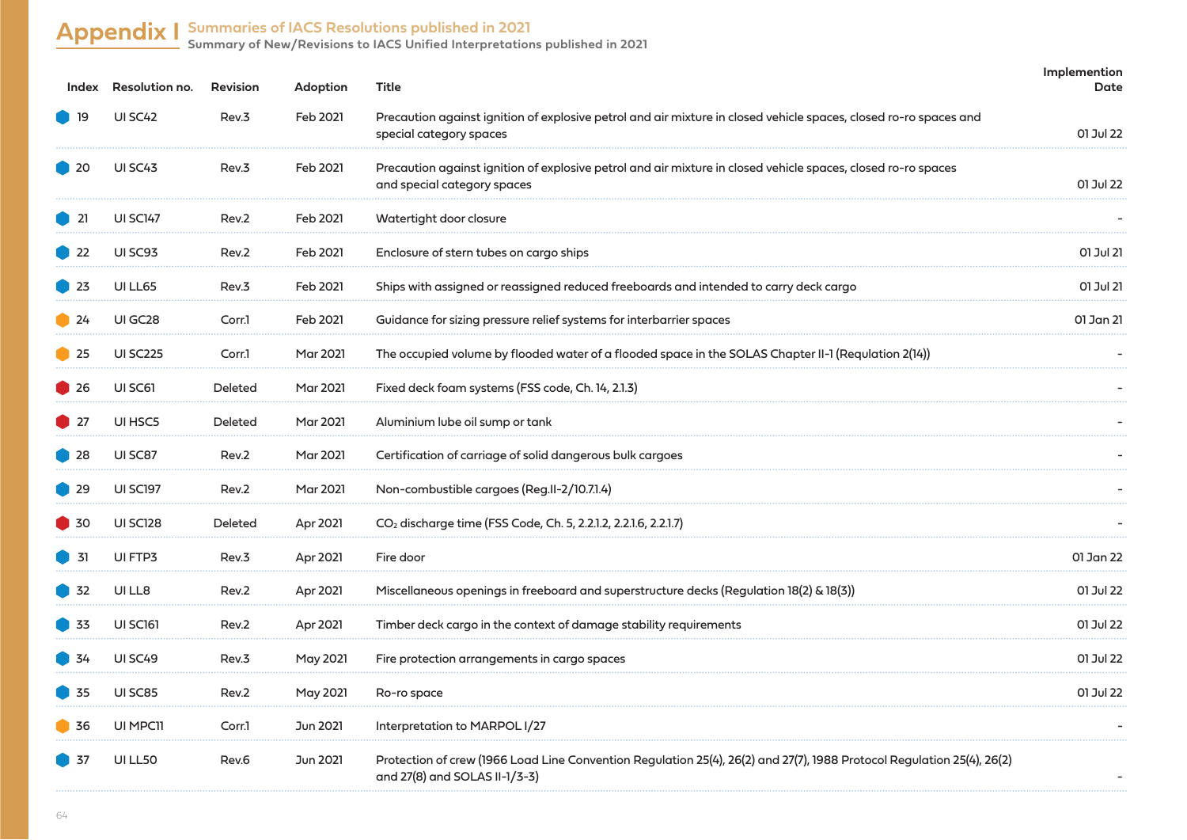# Appendix I

## Summaries of IACS Resolutions published in 2021

### Summary of New/Revisions to IACS Unified Interpretations published in 2021

| Index | Resolution no. | Revision | Adoption | Title | Implemention Date |
|---|---|---|---|---|---|
| 19 | UI SC42 | Rev.3 | Feb 2021 | Precaution against ignition of explosive petrol and air mixture in closed vehicle spaces, closed ro-ro spaces and special category spaces | 01 Jul 22 |
| 20 | UI SC43 | Rev.3 | Feb 2021 | Precaution against ignition of explosive petrol and air mixture in closed vehicle spaces, closed ro-ro spaces and special category spaces | 01 Jul 22 |
| 21 | UI SC147 | Rev.2 | Feb 2021 | Watertight door closure | - |
| 22 | UI SC93 | Rev.2 | Feb 2021 | Enclosure of stern tubes on cargo ships | 01 Jul 21 |
| 23 | UI LL65 | Rev.3 | Feb 2021 | Ships with assigned or reassigned reduced freeboards and intended to carry deck cargo | 01 Jul 21 |
| 24 | UI GC28 | Corr.1 | Feb 2021 | Guidance for sizing pressure relief systems for interbarrier spaces | 01 Jan 21 |
| 25 | UI SC225 | Corr.1 | Mar 2021 | The occupied volume by flooded water of a flooded space in the SOLAS Chapter II-1 (Regulation 2(14)) | - |
| 26 | UI SC61 | Deleted | Mar 2021 | Fixed deck foam systems (FSS code, Ch. 14, 2.1.3) | - |
| 27 | UI HSC5 | Deleted | Mar 2021 | Aluminium lube oil sump or tank | - |
| 28 | UI SC87 | Rev.2 | Mar 2021 | Certification of carriage of solid dangerous bulk cargoes | - |
| 29 | UI SC197 | Rev.2 | Mar 2021 | Non-combustible cargoes (Reg.II-2/10.7.1.4) | - |
| 30 | UI SC128 | Deleted | Apr 2021 | $CO_2$ discharge time (FSS Code, Ch. 5, 2.2.1.2, 2.2.1.6, 2.2.1.7) | - |
| 31 | UI FTP3 | Rev.3 | Apr 2021 | Fire door | 01 Jan 22 |
| 32 | UI LL8 | Rev.2 | Apr 2021 | Miscellaneous openings in freeboard and superstructure decks (Regulation 18(2) & 18(3)) | 01 Jul 22 |
| 33 | UI SC161 | Rev.2 | Apr 2021 | Timber deck cargo in the context of damage stability requirements | 01 Jul 22 |
| 34 | UI SC49 | Rev.3 | May 2021 | Fire protection arrangements in cargo spaces | 01 Jul 22 |
| 35 | UI SC85 | Rev.2 | May 2021 | Ro-ro space | 01 Jul 22 |
| 36 | UI MPC11 | Corr.1 | Jun 2021 | Interpretation to MARPOL I/27 | - |
| 37 | UI LL50 | Rev.6 | Jun 2021 | Protection of crew (1966 Load Line Convention Regulation 25(4), 26(2) and 27(7), 1988 Protocol Regulation 25(4), 26(2) and 27(8) and SOLAS II-1/3-3) | - |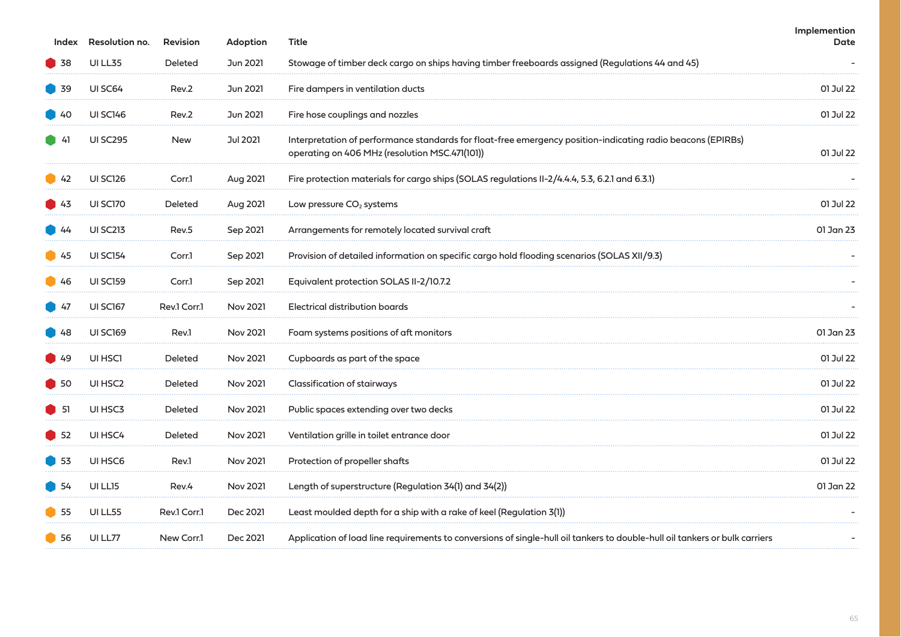| Index | Resolution no. | Revision | Adoption | Title | Implemention Date |
|---|---|---|---|---|---|
| 38 | UI LL35 | Deleted | Jun 2021 | Stowage of timber deck cargo on ships having timber freeboards assigned (Regulations 44 and 45) | - |
| 39 | UI SC64 | Rev.2 | Jun 2021 | Fire dampers in ventilation ducts | 01 Jul 22 |
| 40 | UI SC146 | Rev.2 | Jun 2021 | Fire hose couplings and nozzles | 01 Jul 22 |
| 41 | UI SC295 | New | Jul 2021 | Interpretation of performance standards for float-free emergency position-indicating radio beacons (EPIRBs) operating on 406 MHz (resolution MSC.471(101)) | 01 Jul 22 |
| 42 | UI SC126 | Corr.1 | Aug 2021 | Fire protection materials for cargo ships (SOLAS regulations II-2/4.4.4, 5.3, 6.2.1 and 6.3.1) | - |
| 43 | UI SC170 | Deleted | Aug 2021 | Low pressure $CO_2$ systems | 01 Jul 22 |
| 44 | UI SC213 | Rev.5 | Sep 2021 | Arrangements for remotely located survival craft | 01 Jan 23 |
| 45 | UI SC154 | Corr.1 | Sep 2021 | Provision of detailed information on specific cargo hold flooding scenarios (SOLAS XII/9.3) | - |
| 46 | UI SC159 | Corr.1 | Sep 2021 | Equivalent protection SOLAS II-2/10.7.2 | - |
| 47 | UI SC167 | Rev.1 Corr.1 | Nov 2021 | Electrical distribution boards | - |
| 48 | UI SC169 | Rev.1 | Nov 2021 | Foam systems positions of aft monitors | 01 Jan 23 |
| 49 | UI HSC1 | Deleted | Nov 2021 | Cupboards as part of the space | 01 Jul 22 |
| 50 | UI HSC2 | Deleted | Nov 2021 | Classification of stairways | 01 Jul 22 |
| 51 | UI HSC3 | Deleted | Nov 2021 | Public spaces extending over two decks | 01 Jul 22 |
| 52 | UI HSC4 | Deleted | Nov 2021 | Ventilation grille in toilet entrance door | 01 Jul 22 |
| 53 | UI HSC6 | Rev.1 | Nov 2021 | Protection of propeller shafts | 01 Jul 22 |
| 54 | UI LL15 | Rev.4 | Nov 2021 | Length of superstructure (Regulation 34(1) and 34(2)) | 01 Jan 22 |
| 55 | UI LL55 | Rev.1 Corr.1 | Dec 2021 | Least moulded depth for a ship with a rake of keel (Regulation 3(1)) | - |
| 56 | UI LL77 | New Corr.1 | Dec 2021 | Application of load line requirements to conversions of single-hull oil tankers to double-hull oil tankers or bulk carriers | - |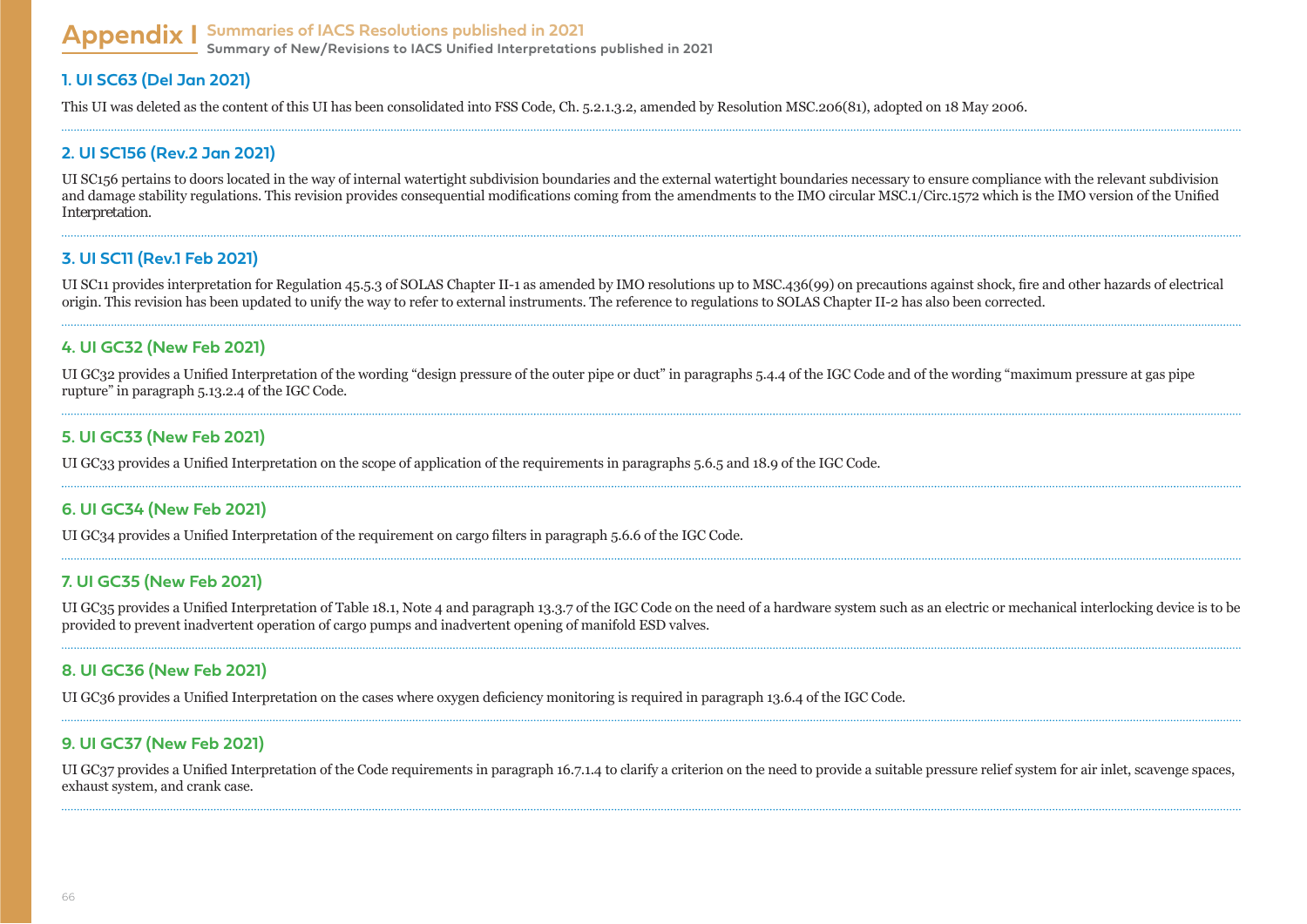# Appendix I

## Summaries of IACS Resolutions published in 2021

### Summary of New/Revisions to IACS Unified Interpretations published in 2021

### 1. UI SC63 (Del Jan 2021)

This UI was deleted as the content of this UI has been consolidated into FSS Code, Ch. 5.2.1.3.2, amended by Resolution MSC.206(81), adopted on 18 May 2006.

### 2. UI SC156 (Rev.2 Jan 2021)

UI SC156 pertains to doors located in the way of internal watertight subdivision boundaries and the external watertight boundaries necessary to ensure compliance with the relevant subdivision and damage stability regulations. This revision provides consequential modifications coming from the amendments to the IMO circular MSC.1/Circ.1572 which is the IMO version of the Unified Interpretation.

### 3. UI SC11 (Rev.1 Feb 2021)

UI SC11 provides interpretation for Regulation 45.5.3 of SOLAS Chapter II-1 as amended by IMO resolutions up to MSC.436(99) on precautions against shock, fire and other hazards of electrical origin. This revision has been updated to unify the way to refer to external instruments. The reference to regulations to SOLAS Chapter II-2 has also been corrected.

### 4. UI GC32 (New Feb 2021)

UI GC32 provides a Unified Interpretation of the wording "design pressure of the outer pipe or duct" in paragraphs 5.4.4 of the IGC Code and of the wording "maximum pressure at gas pipe rupture" in paragraph 5.13.2.4 of the IGC Code.

### 5. UI GC33 (New Feb 2021)

UI GC33 provides a Unified Interpretation on the scope of application of the requirements in paragraphs 5.6.5 and 18.9 of the IGC Code.

### 6. UI GC34 (New Feb 2021)

UI GC34 provides a Unified Interpretation of the requirement on cargo filters in paragraph 5.6.6 of the IGC Code.

### 7. UI GC35 (New Feb 2021)

UI GC35 provides a Unified Interpretation of Table 18.1, Note 4 and paragraph 13.3.7 of the IGC Code on the need of a hardware system such as an electric or mechanical interlocking device is to be provided to prevent inadvertent operation of cargo pumps and inadvertent opening of manifold ESD valves.

### 8. UI GC36 (New Feb 2021)

UI GC36 provides a Unified Interpretation on the cases where oxygen deficiency monitoring is required in paragraph 13.6.4 of the IGC Code.

### 9. UI GC37 (New Feb 2021)

UI GC37 provides a Unified Interpretation of the Code requirements in paragraph 16.7.1.4 to clarify a criterion on the need to provide a suitable pressure relief system for air inlet, scavenge spaces, exhaust system, and crank case.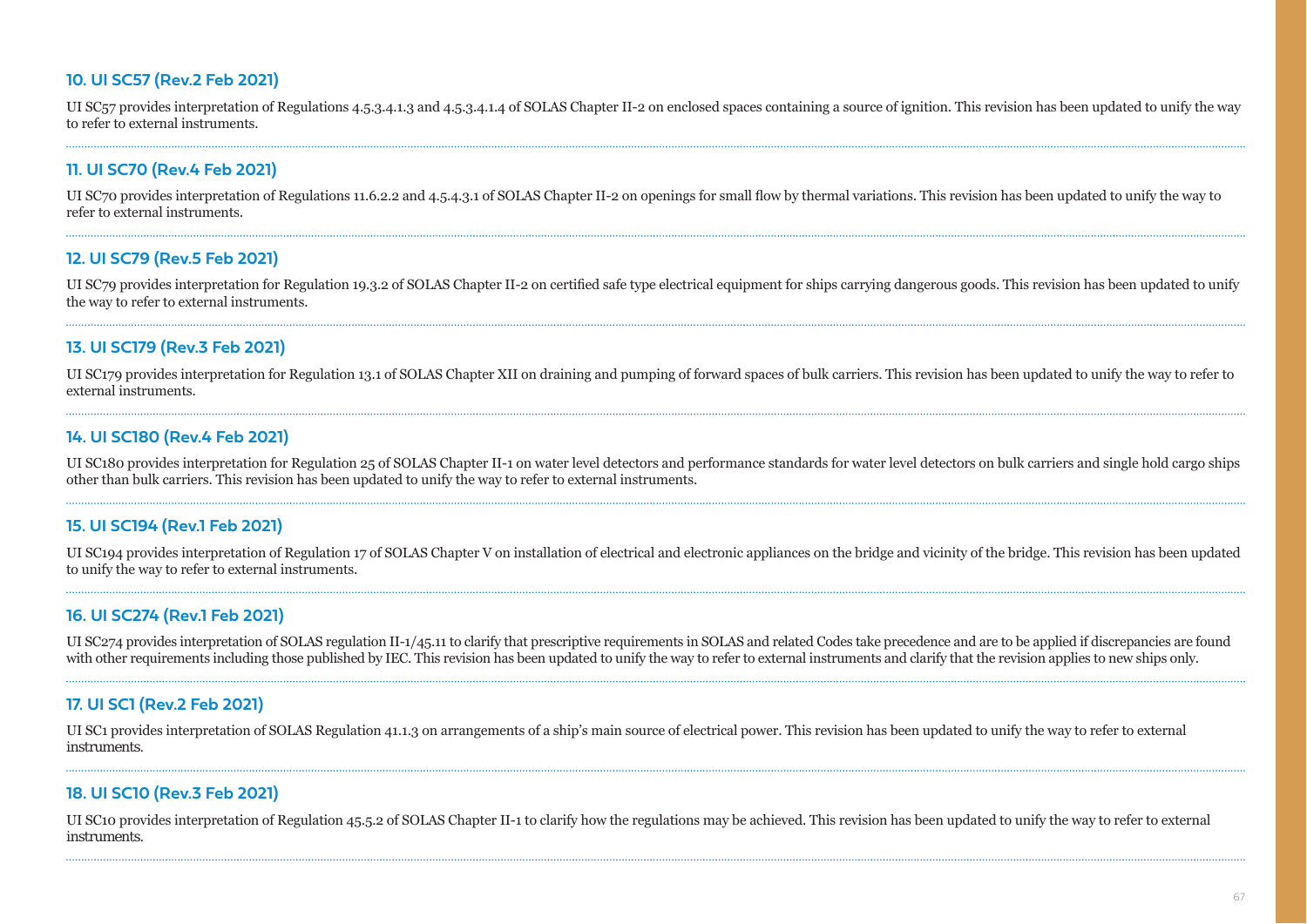### 10. UI SC57 (Rev.2 Feb 2021)

UI SC57 provides interpretation of Regulations 4.5.3.4.1.3 and 4.5.3.4.1.4 of SOLAS Chapter II-2 on enclosed spaces containing a source of ignition. This revision has been updated to unify the way to refer to external instruments.

### 11. UI SC70 (Rev.4 Feb 2021)

UI SC70 provides interpretation of Regulations 11.6.2.2 and 4.5.4.3.1 of SOLAS Chapter II-2 on openings for small flow by thermal variations. This revision has been updated to unify the way to refer to external instruments.

### 12. UI SC79 (Rev.5 Feb 2021)

UI SC79 provides interpretation for Regulation 19.3.2 of SOLAS Chapter II-2 on certified safe type electrical equipment for ships carrying dangerous goods. This revision has been updated to unify the way to refer to external instruments.

### 13. UI SC179 (Rev.3 Feb 2021)

UI SC179 provides interpretation for Regulation 13.1 of SOLAS Chapter XII on draining and pumping of forward spaces of bulk carriers. This revision has been updated to unify the way to refer to external instruments.

### 14. UI SC180 (Rev.4 Feb 2021)

UI SC180 provides interpretation for Regulation 25 of SOLAS Chapter II-1 on water level detectors and performance standards for water level detectors on bulk carriers and single hold cargo ships other than bulk carriers. This revision has been updated to unify the way to refer to external instruments.

### 15. UI SC194 (Rev.1 Feb 2021)

UI SC194 provides interpretation of Regulation 17 of SOLAS Chapter V on installation of electrical and electronic appliances on the bridge and vicinity of the bridge. This revision has been updated to unify the way to refer to external instruments.

### 16. UI SC274 (Rev.1 Feb 2021)

UI SC274 provides interpretation of SOLAS regulation II-1/45.11 to clarify that prescriptive requirements in SOLAS and related Codes take precedence and are to be applied if discrepancies are found with other requirements including those published by IEC. This revision has been updated to unify the way to refer to external instruments and clarify that the revision applies to new ships only.

### 17. UI SC1 (Rev.2 Feb 2021)

UI SC1 provides interpretation of SOLAS Regulation 41.1.3 on arrangements of a ship's main source of electrical power. This revision has been updated to unify the way to refer to external instruments.

### 18. UI SC10 (Rev.3 Feb 2021)

UI SC10 provides interpretation of Regulation 45.5.2 of SOLAS Chapter II-1 to clarify how the regulations may be achieved. This revision has been updated to unify the way to refer to external instruments.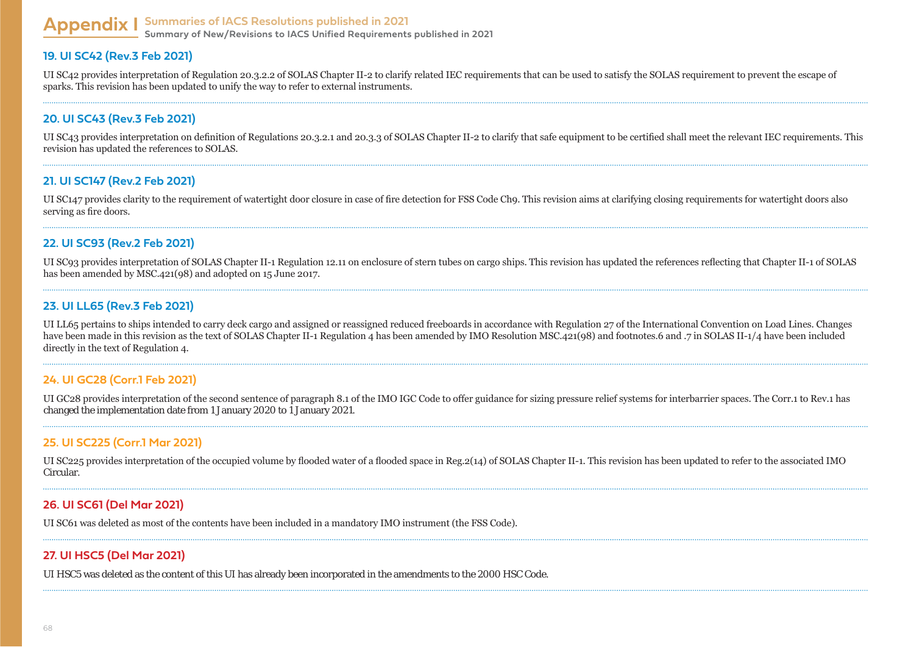# Appendix I

## Summaries of IACS Resolutions published in 2021

### Summary of New/Revisions to IACS Unified Requirements published in 2021

### 19. UI SC42 (Rev.3 Feb 2021)

UI SC42 provides interpretation of Regulation 20.3.2.2 of SOLAS Chapter II-2 to clarify related IEC requirements that can be used to satisfy the SOLAS requirement to prevent the escape of sparks. This revision has been updated to unify the way to refer to external instruments.

### 20. UI SC43 (Rev.3 Feb 2021)

UI SC43 provides interpretation on definition of Regulations 20.3.2.1 and 20.3.3 of SOLAS Chapter II-2 to clarify that safe equipment to be certified shall meet the relevant IEC requirements. This revision has updated the references to SOLAS.

### 21. UI SC147 (Rev.2 Feb 2021)

UI SC147 provides clarity to the requirement of watertight door closure in case of fire detection for FSS Code Ch9. This revision aims at clarifying closing requirements for watertight doors also serving as fire doors.

### 22. UI SC93 (Rev.2 Feb 2021)

UI SC93 provides interpretation of SOLAS Chapter II-1 Regulation 12.11 on enclosure of stern tubes on cargo ships. This revision has updated the references reflecting that Chapter II-1 of SOLAS has been amended by MSC.421(98) and adopted on 15 June 2017.

### 23. UI LL65 (Rev.3 Feb 2021)

UI LL65 pertains to ships intended to carry deck cargo and assigned or reassigned reduced freeboards in accordance with Regulation 27 of the International Convention on Load Lines. Changes have been made in this revision as the text of SOLAS Chapter II-1 Regulation 4 has been amended by IMO Resolution MSC.421(98) and footnotes.6 and .7 in SOLAS II-1/4 have been included directly in the text of Regulation 4.

### 24. UI GC28 (Corr.1 Feb 2021)

UI GC28 provides interpretation of the second sentence of paragraph 8.1 of the IMO IGC Code to offer guidance for sizing pressure relief systems for interbarrier spaces. The Corr.1 to Rev.1 has changed the implementation date from 1 January 2020 to 1 January 2021.

### 25. UI SC225 (Corr.1 Mar 2021)

UI SC225 provides interpretation of the occupied volume by flooded water of a flooded space in Reg.2(14) of SOLAS Chapter II-1. This revision has been updated to refer to the associated IMO Circular.

### 26. UI SC61 (Del Mar 2021)

UI SC61 was deleted as most of the contents have been included in a mandatory IMO instrument (the FSS Code).

### 27. UI HSC5 (Del Mar 2021)

UI HSC5 was deleted as the content of this UI has already been incorporated in the amendments to the 2000 HSC Code.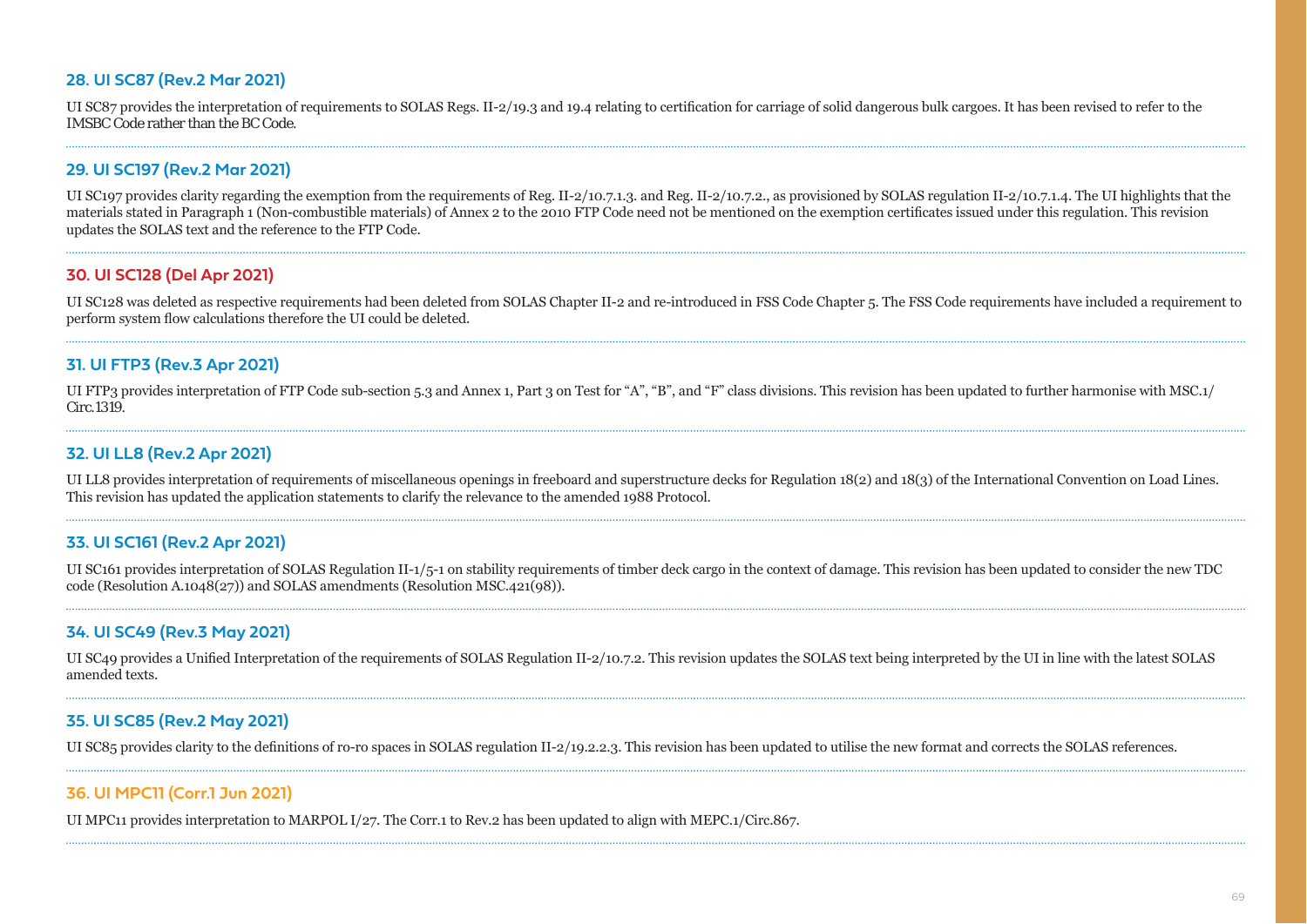### 28. UI SC87 (Rev.2 Mar 2021)

UI SC87 provides the interpretation of requirements to SOLAS Regs. II-2/19.3 and 19.4 relating to certification for carriage of solid dangerous bulk cargoes. It has been revised to refer to the IMSBC Code rather than the BC Code.

### 29. UI SC197 (Rev.2 Mar 2021)

UI SC197 provides clarity regarding the exemption from the requirements of Reg. II-2/10.7.1.3. and Reg. II-2/10.7.2., as provisioned by SOLAS regulation II-2/10.7.1.4. The UI highlights that the materials stated in Paragraph 1 (Non-combustible materials) of Annex 2 to the 2010 FTP Code need not be mentioned on the exemption certificates issued under this regulation. This revision updates the SOLAS text and the reference to the FTP Code.

### 30. UI SC128 (Del Apr 2021)

UI SC128 was deleted as respective requirements had been deleted from SOLAS Chapter II-2 and re-introduced in FSS Code Chapter 5. The FSS Code requirements have included a requirement to perform system flow calculations therefore the UI could be deleted.

### 31. UI FTP3 (Rev.3 Apr 2021)

UI FTP3 provides interpretation of FTP Code sub-section 5.3 and Annex 1, Part 3 on Test for "A", "B", and "F" class divisions. This revision has been updated to further harmonise with MSC.1/Circ.1319.

### 32. UI LL8 (Rev.2 Apr 2021)

UI LL8 provides interpretation of requirements of miscellaneous openings in freeboard and superstructure decks for Regulation 18(2) and 18(3) of the International Convention on Load Lines. This revision has updated the application statements to clarify the relevance to the amended 1988 Protocol.

### 33. UI SC161 (Rev.2 Apr 2021)

UI SC161 provides interpretation of SOLAS Regulation II-1/5-1 on stability requirements of timber deck cargo in the context of damage. This revision has been updated to consider the new TDC code (Resolution A.1048(27)) and SOLAS amendments (Resolution MSC.421(98)).

### 34. UI SC49 (Rev.3 May 2021)

UI SC49 provides a Unified Interpretation of the requirements of SOLAS Regulation II-2/10.7.2. This revision updates the SOLAS text being interpreted by the UI in line with the latest SOLAS amended texts.

### 35. UI SC85 (Rev.2 May 2021)

UI SC85 provides clarity to the definitions of ro-ro spaces in SOLAS regulation II-2/19.2.2.3. This revision has been updated to utilise the new format and corrects the SOLAS references.

### 36. UI MPC11 (Corr.1 Jun 2021)

UI MPC11 provides interpretation to MARPOL I/27. The Corr.1 to Rev.2 has been updated to align with MEPC.1/Circ.867.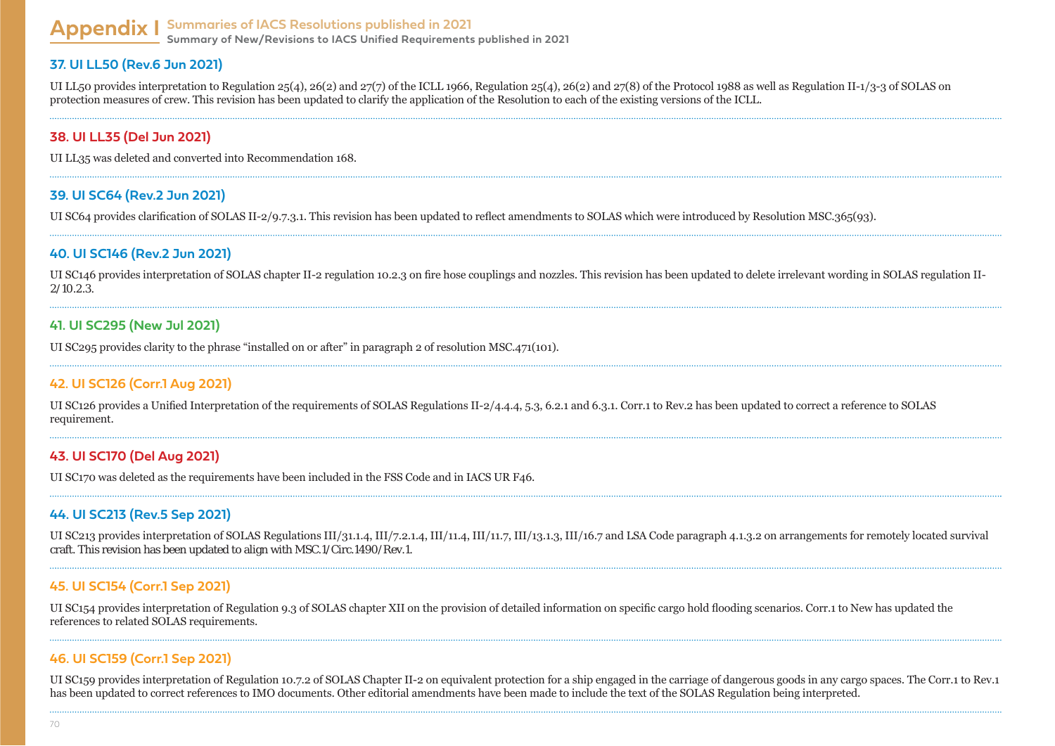# Appendix I Summaries of IACS Resolutions published in 2021

## Summary of New/Revisions to IACS Unified Requirements published in 2021

### 37. UI LL50 (Rev.6 Jun 2021)

UI LL50 provides interpretation to Regulation 25(4), 26(2) and 27(7) of the ICLL 1966, Regulation 25(4), 26(2) and 27(8) of the Protocol 1988 as well as Regulation II-1/3-3 of SOLAS on protection measures of crew. This revision has been updated to clarify the application of the Resolution to each of the existing versions of the ICLL.

### 38. UI LL35 (Del Jun 2021)

UI LL35 was deleted and converted into Recommendation 168.

### 39. UI SC64 (Rev.2 Jun 2021)

UI SC64 provides clarification of SOLAS II-2/9.7.3.1. This revision has been updated to reflect amendments to SOLAS which were introduced by Resolution MSC.365(93).

### 40. UI SC146 (Rev.2 Jun 2021)

UI SC146 provides interpretation of SOLAS chapter II-2 regulation 10.2.3 on fire hose couplings and nozzles. This revision has been updated to delete irrelevant wording in SOLAS regulation II-2/10.2.3.

### 41. UI SC295 (New Jul 2021)

UI SC295 provides clarity to the phrase "installed on or after" in paragraph 2 of resolution MSC.471(101).

### 42. UI SC126 (Corr.1 Aug 2021)

UI SC126 provides a Unified Interpretation of the requirements of SOLAS Regulations II-2/4.4.4, 5.3, 6.2.1 and 6.3.1. Corr.1 to Rev.2 has been updated to correct a reference to SOLAS requirement.

### 43. UI SC170 (Del Aug 2021)

UI SC170 was deleted as the requirements have been included in the FSS Code and in IACS UR F46.

### 44. UI SC213 (Rev.5 Sep 2021)

UI SC213 provides interpretation of SOLAS Regulations III/31.1.4, III/7.2.1.4, III/11.4, III/11.7, III/13.1.3, III/16.7 and LSA Code paragraph 4.1.3.2 on arrangements for remotely located survival craft. This revision has been updated to align with MSC.1/Circ.1490/Rev.1.

### 45. UI SC154 (Corr.1 Sep 2021)

UI SC154 provides interpretation of Regulation 9.3 of SOLAS chapter XII on the provision of detailed information on specific cargo hold flooding scenarios. Corr.1 to New has updated the references to related SOLAS requirements.

### 46. UI SC159 (Corr.1 Sep 2021)

UI SC159 provides interpretation of Regulation 10.7.2 of SOLAS Chapter II-2 on equivalent protection for a ship engaged in the carriage of dangerous goods in any cargo spaces. The Corr.1 to Rev.1 has been updated to correct references to IMO documents. Other editorial amendments have been made to include the text of the SOLAS Regulation being interpreted.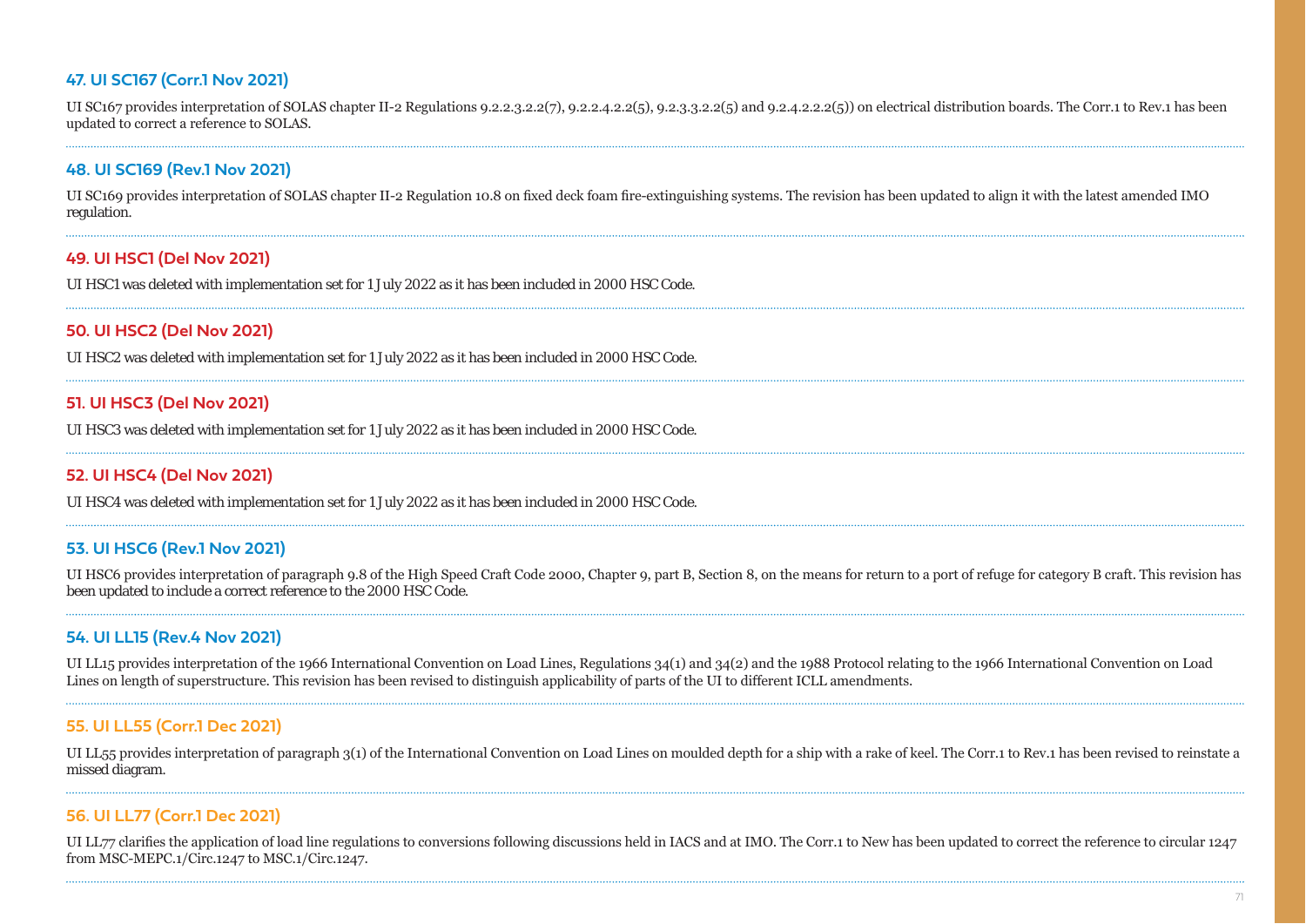### 47. UI SC167 (Corr.1 Nov 2021)

UI SC167 provides interpretation of SOLAS chapter II-2 Regulations 9.2.2.3.2.2(7), 9.2.2.4.2.2(5), 9.2.3.3.2.2(5) and 9.2.4.2.2.2(5)) on electrical distribution boards. The Corr.1 to Rev.1 has been updated to correct a reference to SOLAS.

### 48. UI SC169 (Rev.1 Nov 2021)

UI SC169 provides interpretation of SOLAS chapter II-2 Regulation 10.8 on fixed deck foam fire-extinguishing systems. The revision has been updated to align it with the latest amended IMO regulation.

### 49. UI HSC1 (Del Nov 2021)

UI HSC1 was deleted with implementation set for 1 July 2022 as it has been included in 2000 HSC Code.

### 50. UI HSC2 (Del Nov 2021)

UI HSC2 was deleted with implementation set for 1 July 2022 as it has been included in 2000 HSC Code.

### 51. UI HSC3 (Del Nov 2021)

UI HSC3 was deleted with implementation set for 1 July 2022 as it has been included in 2000 HSC Code.

### 52. UI HSC4 (Del Nov 2021)

UI HSC4 was deleted with implementation set for 1 July 2022 as it has been included in 2000 HSC Code.

### 53. UI HSC6 (Rev.1 Nov 2021)

UI HSC6 provides interpretation of paragraph 9.8 of the High Speed Craft Code 2000, Chapter 9, part B, Section 8, on the means for return to a port of refuge for category B craft. This revision has been updated to include a correct reference to the 2000 HSC Code.

### 54. UI LL15 (Rev.4 Nov 2021)

UI LL15 provides interpretation of the 1966 International Convention on Load Lines, Regulations 34(1) and 34(2) and the 1988 Protocol relating to the 1966 International Convention on Load Lines on length of superstructure. This revision has been revised to distinguish applicability of parts of the UI to different ICLL amendments.

### 55. UI LL55 (Corr.1 Dec 2021)

UI LL55 provides interpretation of paragraph 3(1) of the International Convention on Load Lines on moulded depth for a ship with a rake of keel. The Corr.1 to Rev.1 has been revised to reinstate a missed diagram.

### 56. UI LL77 (Corr.1 Dec 2021)

UI LL77 clarifies the application of load line regulations to conversions following discussions held in IACS and at IMO. The Corr.1 to New has been updated to correct the reference to circular 1247 from MSC-MEPC.1/Circ.1247 to MSC.1/Circ.1247.